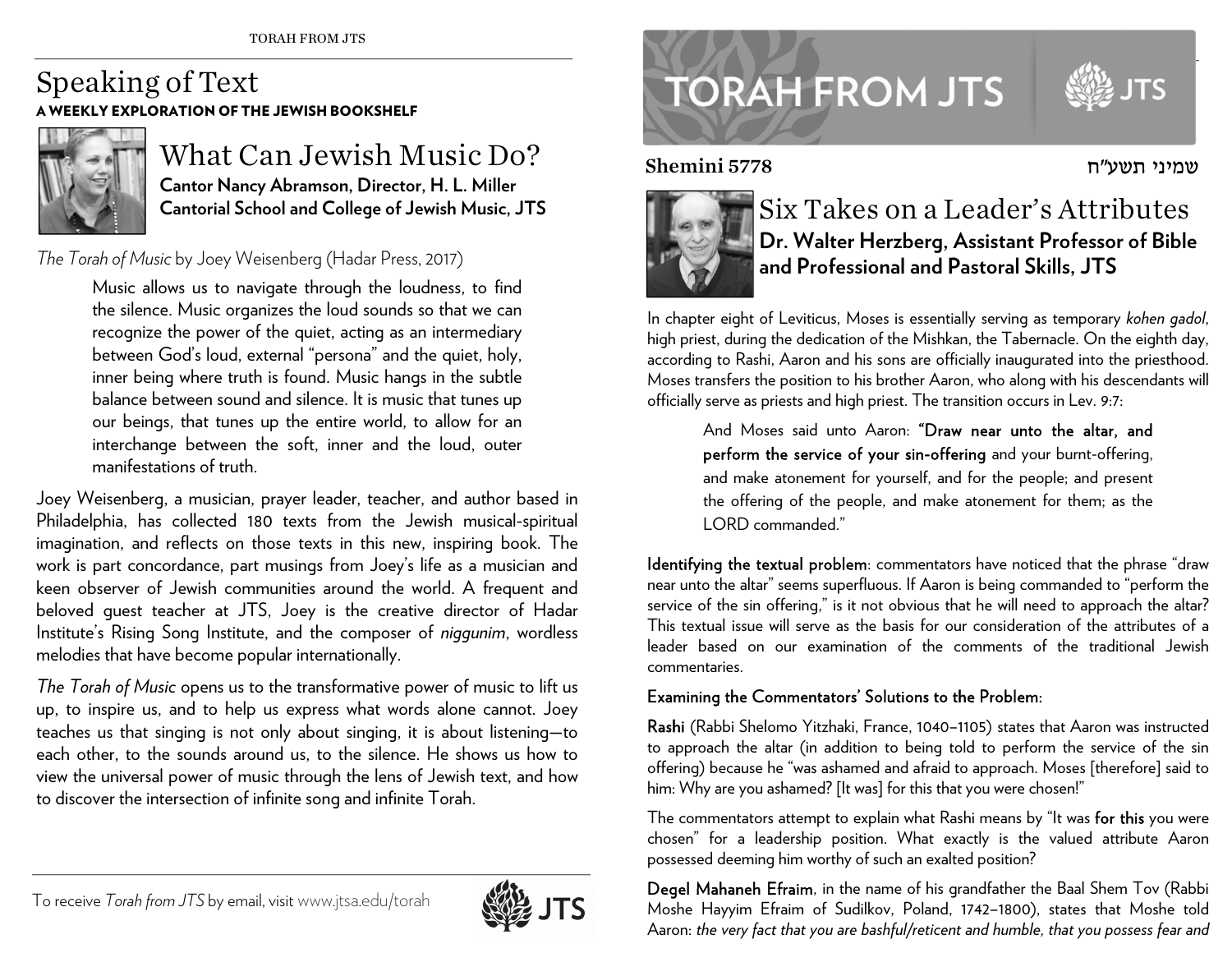# Speaking of Text

**A WEEKLY EXPLORATION OF THE JEWISH BOOKSHELF**

## What Can Jewish Music Do?

**Cantor Nancy Abramson, Director, H. L. Miller Cantorial School and College of Jewish Music, JTS**

*The Torah of Music* by Joey Weisenberg (Hadar Press, 2017)

> Music allows us to navigate through the loudness, to find the silence. Music organizes the loud sounds so that we can recognize the power of the quiet, acting as an intermediary between God's loud, external "persona" and the quiet, holy, inner being where truth is found. Music hangs in the subtle balance between sound and silence. It is music that tunes up our beings, that tunes up the entire world, to allow for an interchange between the soft, inner and the loud, outer manifestations of truth.

Joey Weisenberg, a musician, prayer leader, teacher, and author based in Philadelphia, has collected 180 texts from the Jewish musical-spiritual imagination, and reflects on those texts in this new, inspiring book. The work is part concordance, part musings from Joey's life as a musician and keen observer of Jewish communities around the world. A frequent and beloved guest teacher at JTS, Joey is the creative director of Hadar Institute's Rising Song Institute, and the composer of *niggunim*, wordless melodies that have become popular internationally.

*The Torah of Music* opens us to the transformative power of music to lift us up, to inspire us, and to help us express what words alone cannot. Joey teaches us that singing is not only about singing, it is about listening—to each other, to the sounds around us, to the silence. He shows us how to view the universal power of music through the lens of Jewish text, and how to discover the intersection of infinite song and infinite Torah.

To receive *Torah from JTS* by email, visit www.jtsa.edu/torah

# TORAH FROM JTS

**Shemini 5778** שמיני תשע"ח

## Six Takes on a Leader's Attributes

**Dr. Walter Herzberg, Assistant Professor of Bible and Professional and Pastoral Skills, JTS**

In chapter eight of Leviticus, Moses is essentially serving as temporary *kohen gadol*, high priest, during the dedication of the Mishkan, the Tabernacle. On the eighth day, according to Rashi, Aaron and his sons are officially inaugurated into the priesthood. Moses transfers the position to his brother Aaron, who along with his descendants will officially serve as priests and high priest. The transition occurs in Lev. 9:7:

> And Moses said unto Aaron: **"Draw near unto the altar, and perform the service of your sin-offering** and your burnt-offering, and make atonement for yourself, and for the people; and present the offering of the people, and make atonement for them; as the LORD commanded."

**Identifying the textual problem**: commentators have noticed that the phrase "draw near unto the altar" seems superfluous. If Aaron is being commanded to "perform the service of the sin offering," is it not obvious that he will need to approach the altar? This textual issue will serve as the basis for our consideration of the attributes of a leader based on our examination of the comments of the traditional Jewish commentaries.

**Examining the Commentators' Solutions to the Problem:**

**Rashi** (Rabbi Shelomo Yitzhaki, France, 1040–1105) states that Aaron was instructed to approach the altar (in addition to being told to perform the service of the sin offering) because he "was ashamed and afraid to approach. Moses [therefore] said to him: Why are you ashamed? [It was] for this that you were chosen!"

The commentators attempt to explain what Rashi means by "It was **for this** you were chosen" for a leadership position. What exactly is the valued attribute Aaron possessed deeming him worthy of such an exalted position?

**Degel Mahaneh Efraim**, in the name of his grandfather the Baal Shem Tov (Rabbi Moshe Hayyim Efraim of Sudilkov, Poland, 1742–1800), states that Moshe told Aaron: *the very fact that you are bashful/reticent and humble, that you possess fear and*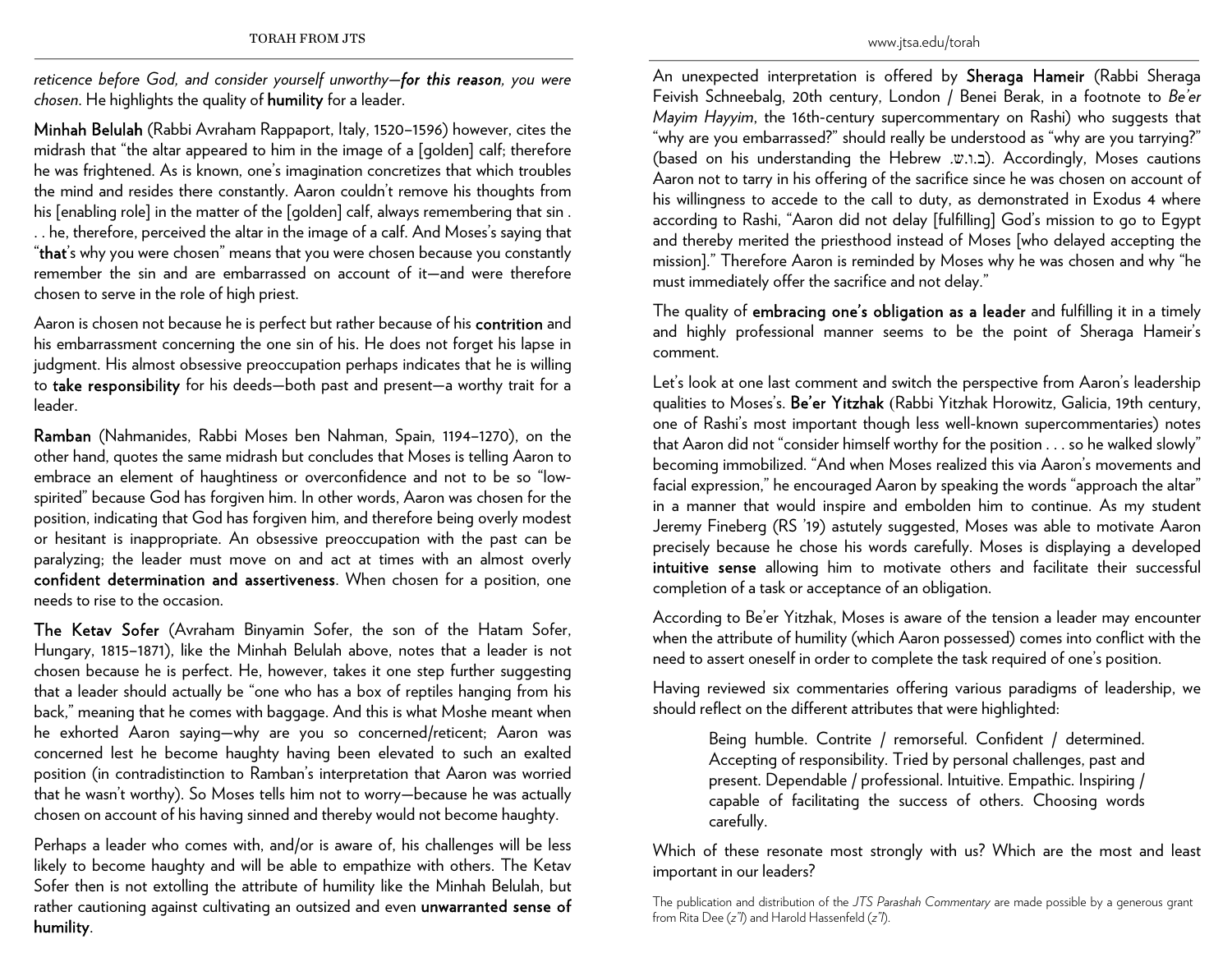*reticence before God, and consider yourself unworthy—**for this reason**, you were chosen*. He highlights the quality of **humility** for a leader.

**Minhah Belulah** (Rabbi Avraham Rappaport, Italy, 1520–1596) however, cites the midrash that "the altar appeared to him in the image of a [golden] calf; therefore he was frightened. As is known, one's imagination concretizes that which troubles the mind and resides there constantly. Aaron couldn't remove his thoughts from his [enabling role] in the matter of the [golden] calf, always remembering that sin . . . he, therefore, perceived the altar in the image of a calf. And Moses's saying that "**that**'s why you were chosen" means that you were chosen because you constantly remember the sin and are embarrassed on account of it—and were therefore chosen to serve in the role of high priest.

Aaron is chosen not because he is perfect but rather because of his **contrition** and his embarrassment concerning the one sin of his. He does not forget his lapse in judgment. His almost obsessive preoccupation perhaps indicates that he is willing to **take responsibility** for his deeds—both past and present—a worthy trait for a leader.

**Ramban** (Nahmanides, Rabbi Moses ben Nahman, Spain, 1194–1270), on the other hand, quotes the same midrash but concludes that Moses is telling Aaron to embrace an element of haughtiness or overconfidence and not to be so "low-spirited" because God has forgiven him. In other words, Aaron was chosen for the position, indicating that God has forgiven him, and therefore being overly modest or hesitant is inappropriate. An obsessive preoccupation with the past can be paralyzing; the leader must move on and act at times with an almost overly **confident determination and assertiveness**. When chosen for a position, one needs to rise to the occasion.

**The Ketav Sofer** (Avraham Binyamin Sofer, the son of the Hatam Sofer, Hungary, 1815–1871), like the Minhah Belulah above, notes that a leader is not chosen because he is perfect. He, however, takes it one step further suggesting that a leader should actually be "one who has a box of reptiles hanging from his back," meaning that he comes with baggage. And this is what Moshe meant when he exhorted Aaron saying—why are you so concerned/reticent; Aaron was concerned lest he become haughty having been elevated to such an exalted position (in contradistinction to Ramban's interpretation that Aaron was worried that he wasn't worthy). So Moses tells him not to worry—because he was actually chosen on account of his having sinned and thereby would not become haughty.

Perhaps a leader who comes with, and/or is aware of, his challenges will be less likely to become haughty and will be able to empathize with others. The Ketav Sofer then is not extolling the attribute of humility like the Minhah Belulah, but rather cautioning against cultivating an outsized and even **unwarranted sense of humility**.

An unexpected interpretation is offered by **Sheraga Hameir** (Rabbi Sheraga Feivish Schneebalg, 20th century, London / Benei Berak, in a footnote to *Be'er Mayim Hayyim*, the 16th-century supercommentary on Rashi) who suggests that "why are you embarrassed?" should really be understood as "why are you tarrying?" (based on his understanding the Hebrew .ב.ו.ש). Accordingly, Moses cautions Aaron not to tarry in his offering of the sacrifice since he was chosen on account of his willingness to accede to the call to duty, as demonstrated in Exodus 4 where according to Rashi, "Aaron did not delay [fulfilling] God's mission to go to Egypt and thereby merited the priesthood instead of Moses [who delayed accepting the mission]." Therefore Aaron is reminded by Moses why he was chosen and why "he must immediately offer the sacrifice and not delay."

The quality of **embracing one's obligation as a leader** and fulfilling it in a timely and highly professional manner seems to be the point of Sheraga Hameir's comment.

Let's look at one last comment and switch the perspective from Aaron's leadership qualities to Moses's. **Be'er Yitzhak** (Rabbi Yitzhak Horowitz, Galicia, 19th century, one of Rashi's most important though less well-known supercommentaries) notes that Aaron did not "consider himself worthy for the position . . . so he walked slowly" becoming immobilized. "And when Moses realized this via Aaron's movements and facial expression," he encouraged Aaron by speaking the words "approach the altar" in a manner that would inspire and embolden him to continue. As my student Jeremy Fineberg (RS '19) astutely suggested, Moses was able to motivate Aaron precisely because he chose his words carefully. Moses is displaying a developed **intuitive sense** allowing him to motivate others and facilitate their successful completion of a task or acceptance of an obligation.

According to Be'er Yitzhak, Moses is aware of the tension a leader may encounter when the attribute of humility (which Aaron possessed) comes into conflict with the need to assert oneself in order to complete the task required of one's position.

Having reviewed six commentaries offering various paradigms of leadership, we should reflect on the different attributes that were highlighted:

> Being humble. Contrite / remorseful. Confident / determined. Accepting of responsibility. Tried by personal challenges, past and present. Dependable / professional. Intuitive. Empathic. Inspiring / capable of facilitating the success of others. Choosing words carefully.

Which of these resonate most strongly with us? Which are the most and least important in our leaders?

The publication and distribution of the *JTS Parashah Commentary* are made possible by a generous grant from Rita Dee (*z"l*) and Harold Hassenfeld (*z"l*).